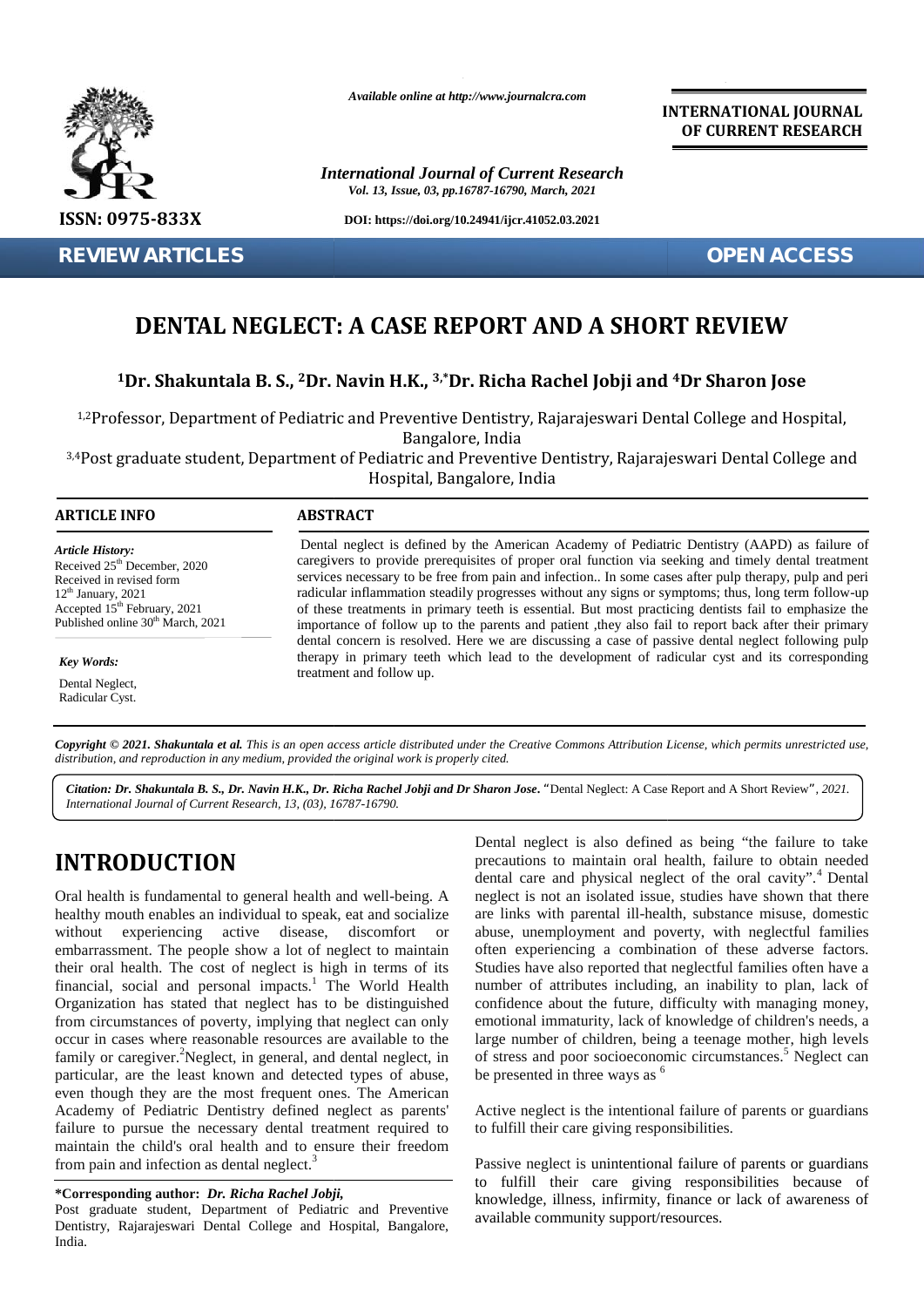*Available online at http://www.journalcra.com*

**INTERNATIONAL JOURNAL OF CURRENT RESEARCH**

*International Journal of Current Research*
*Vol. 13, Issue, 03, pp.16787-16790, March, 2021*

**ISSN: 0975-833X**

**DOI: https://doi.org/10.24941/ijcr.41052.03.2021**

**REVIEW ARTICLES** **OPEN ACCESS**

# DENTAL NEGLECT: A CASE REPORT AND A SHORT REVIEW

**[1]Dr. Shakuntala B. S., [2]Dr. Navin H.K., [3,*]Dr. Richa Rachel Jobji and [4]Dr Sharon Jose**

[1,2]Professor, Department of Pediatric and Preventive Dentistry, Rajarajeswari Dental College and Hospital, Bangalore, India

[3,4]Post graduate student, Department of Pediatric and Preventive Dentistry, Rajarajeswari Dental College and Hospital, Bangalore, India

**ARTICLE INFO**

*Article History:*
Received 25th December, 2020
Received in revised form
12th January, 2021
Accepted 15th February, 2021
Published online 30th March, 2021

*Key Words:*
Dental Neglect,
Radicular Cyst.

**ABSTRACT**

Dental neglect is defined by the American Academy of Pediatric Dentistry (AAPD) as failure of caregivers to provide prerequisites of proper oral function via seeking and timely dental treatment services necessary to be free from pain and infection.. In some cases after pulp therapy, pulp and peri radicular inflammation steadily progresses without any signs or symptoms; thus, long term follow-up of these treatments in primary teeth is essential. But most practicing dentists fail to emphasize the importance of follow up to the parents and patient ,they also fail to report back after their primary dental concern is resolved. Here we are discussing a case of passive dental neglect following pulp therapy in primary teeth which lead to the development of radicular cyst and its corresponding treatment and follow up.

***Copyright © 2021. Shakuntala et al.*** *This is an open access article distributed under the Creative Commons Attribution License, which permits unrestricted use, distribution, and reproduction in any medium, provided the original work is properly cited.*

***Citation: Dr. Shakuntala B. S., Dr. Navin H.K., Dr. Richa Rachel Jobji and Dr Sharon Jose.*** "Dental Neglect: A Case Report and A Short Review", *2021. International Journal of Current Research, 13, (03), 16787-16790.*

## INTRODUCTION

Oral health is fundamental to general health and well-being. A healthy mouth enables an individual to speak, eat and socialize without experiencing active disease, discomfort or embarrassment. The people show a lot of neglect to maintain their oral health. The cost of neglect is high in terms of its financial, social and personal impacts.[1] The World Health Organization has stated that neglect has to be distinguished from circumstances of poverty, implying that neglect can only occur in cases where reasonable resources are available to the family or caregiver.[2]Neglect, in general, and dental neglect, in particular, are the least known and detected types of abuse, even though they are the most frequent ones. The American Academy of Pediatric Dentistry defined neglect as parents' failure to pursue the necessary dental treatment required to maintain the child's oral health and to ensure their freedom from pain and infection as dental neglect.[3]

Dental neglect is also defined as being "the failure to take precautions to maintain oral health, failure to obtain needed dental care and physical neglect of the oral cavity".[4] Dental neglect is not an isolated issue, studies have shown that there are links with parental ill-health, substance misuse, domestic abuse, unemployment and poverty, with neglectful families often experiencing a combination of these adverse factors. Studies have also reported that neglectful families often have a number of attributes including, an inability to plan, lack of confidence about the future, difficulty with managing money, emotional immaturity, lack of knowledge of children's needs, a large number of children, being a teenage mother, high levels of stress and poor socioeconomic circumstances.[5] Neglect can be presented in three ways as [6]

Active neglect is the intentional failure of parents or guardians to fulfill their care giving responsibilities.

Passive neglect is unintentional failure of parents or guardians to fulfill their care giving responsibilities because of knowledge, illness, infirmity, finance or lack of awareness of available community support/resources.

**\*Corresponding author:** ***Dr. Richa Rachel Jobji,***
Post graduate student, Department of Pediatric and Preventive Dentistry, Rajarajeswari Dental College and Hospital, Bangalore, India.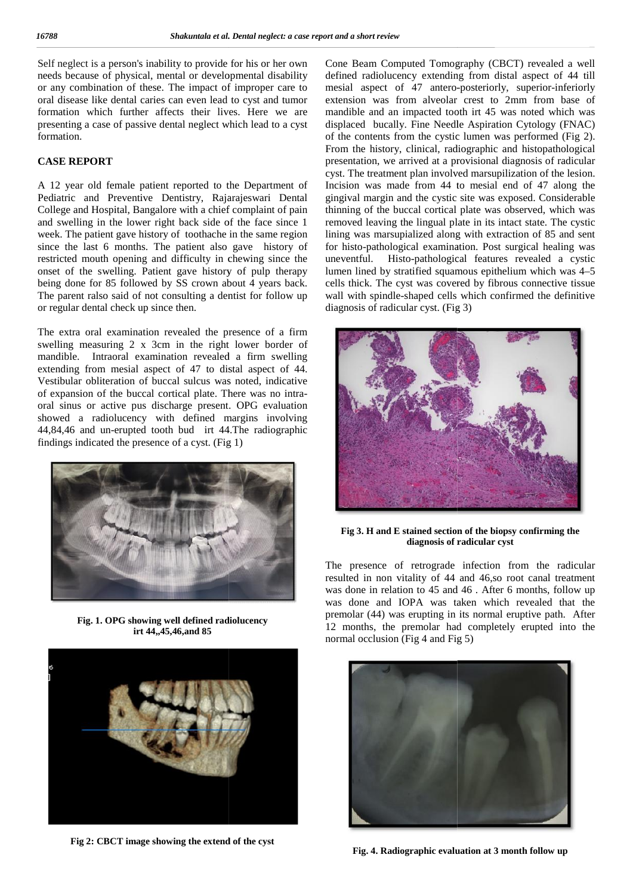Self neglect is a person's inability to provide for his or her own needs because of physical, mental or developmental disability or any combination of these. The impact of improper care to oral disease like dental caries can even lead to cyst and tumor formation which further affects their lives. Here we are presenting a case of passive dental neglect which lead to a cyst formation.

## CASE REPORT

A 12 year old female patient reported to the Department of Pediatric and Preventive Dentistry, Rajarajeswari Dental College and Hospital, Bangalore with a chief complaint of pain and swelling in the lower right back side of the face since 1 week. The patient gave history of toothache in the same region since the last 6 months. The patient also gave history of restricted mouth opening and difficulty in chewing since the onset of the swelling. Patient gave history of pulp therapy being done for 85 followed by SS crown about 4 years back. The parent ralso said of not consulting a dentist for follow up or regular dental check up since then.

The extra oral examination revealed the presence of a firm swelling measuring 2 x 3cm in the right lower border of mandible. Intraoral examination revealed a firm swelling extending from mesial aspect of 47 to distal aspect of 44. Vestibular obliteration of buccal sulcus was noted, indicative of expansion of the buccal cortical plate. There was no intra-oral sinus or active pus discharge present. OPG evaluation showed a radiolucency with defined margins involving 44,84,46 and un-erupted tooth bud irt 44.The radiographic findings indicated the presence of a cyst. (Fig 1)

**Fig. 1. OPG showing well defined radiolucency irt 44,,45,46,and 85**

**Fig 2: CBCT image showing the extend of the cyst**

Cone Beam Computed Tomography (CBCT) revealed a well defined radiolucency extending from distal aspect of 44 till mesial aspect of 47 antero-posteriorly, superior-inferiorly extension was from alveolar crest to 2mm from base of mandible and an impacted tooth irt 45 was noted which was displaced bucally. Fine Needle Aspiration Cytology (FNAC) of the contents from the cystic lumen was performed (Fig 2). From the history, clinical, radiographic and histopathological presentation, we arrived at a provisional diagnosis of radicular cyst. The treatment plan involved marsupilization of the lesion. Incision was made from 44 to mesial end of 47 along the gingival margin and the cystic site was exposed. Considerable thinning of the buccal cortical plate was observed, which was removed leaving the lingual plate in its intact state. The cystic lining was marsupialized along with extraction of 85 and sent for histo-pathological examination. Post surgical healing was uneventful. Histo-pathological features revealed a cystic lumen lined by stratified squamous epithelium which was 4–5 cells thick. The cyst was covered by fibrous connective tissue wall with spindle-shaped cells which confirmed the definitive diagnosis of radicular cyst. (Fig 3)

**Fig 3. H and E stained section of the biopsy confirming the diagnosis of radicular cyst**

The presence of retrograde infection from the radicular resulted in non vitality of 44 and 46,so root canal treatment was done in relation to 45 and 46 . After 6 months, follow up was done and IOPA was taken which revealed that the premolar (44) was erupting in its normal eruptive path. After 12 months, the premolar had completely erupted into the normal occlusion (Fig 4 and Fig 5)

**Fig. 4. Radiographic evaluation at 3 month follow up**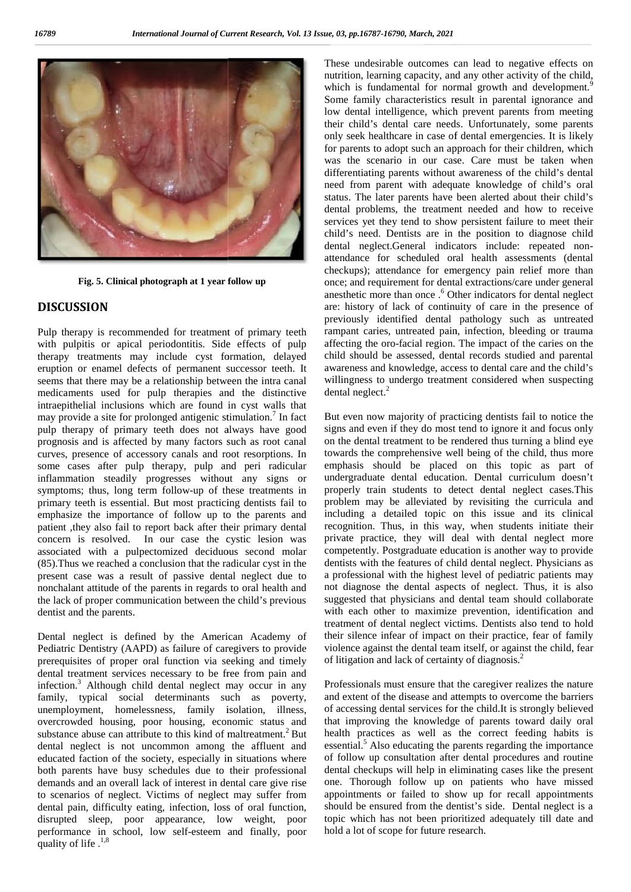Fig. 5. Clinical photograph at 1 year follow up

## DISCUSSION

Pulp therapy is recommended for treatment of primary teeth with pulpitis or apical periodontitis. Side effects of pulp therapy treatments may include cyst formation, delayed eruption or enamel defects of permanent successor teeth. It seems that there may be a relationship between the intra canal medicaments used for pulp therapies and the distinctive intraepithelial inclusions which are found in cyst walls that may provide a site for prolonged antigenic stimulation.[7] In fact pulp therapy of primary teeth does not always have good prognosis and is affected by many factors such as root canal curves, presence of accessory canals and root resorptions. In some cases after pulp therapy, pulp and peri radicular inflammation steadily progresses without any signs or symptoms; thus, long term follow-up of these treatments in primary teeth is essential. But most practicing dentists fail to emphasize the importance of follow up to the parents and patient ,they also fail to report back after their primary dental concern is resolved. In our case the cystic lesion was associated with a pulpectomized deciduous second molar (85).Thus we reached a conclusion that the radicular cyst in the present case was a result of passive dental neglect due to nonchalant attitude of the parents in regards to oral health and the lack of proper communication between the child's previous dentist and the parents.

Dental neglect is defined by the American Academy of Pediatric Dentistry (AAPD) as failure of caregivers to provide prerequisites of proper oral function via seeking and timely dental treatment services necessary to be free from pain and infection.[3] Although child dental neglect may occur in any family, typical social determinants such as poverty, unemployment, homelessness, family isolation, illness, overcrowded housing, poor housing, economic status and substance abuse can attribute to this kind of maltreatment.[2] But dental neglect is not uncommon among the affluent and educated faction of the society, especially in situations where both parents have busy schedules due to their professional demands and an overall lack of interest in dental care give rise to scenarios of neglect. Victims of neglect may suffer from dental pain, difficulty eating, infection, loss of oral function, disrupted sleep, poor appearance, low weight, poor performance in school, low self-esteem and finally, poor quality of life .[1,8]

These undesirable outcomes can lead to negative effects on nutrition, learning capacity, and any other activity of the child, which is fundamental for normal growth and development.[9] Some family characteristics result in parental ignorance and low dental intelligence, which prevent parents from meeting their child's dental care needs. Unfortunately, some parents only seek healthcare in case of dental emergencies. It is likely for parents to adopt such an approach for their children, which was the scenario in our case. Care must be taken when differentiating parents without awareness of the child's dental need from parent with adequate knowledge of child's oral status. The later parents have been alerted about their child's dental problems, the treatment needed and how to receive services yet they tend to show persistent failure to meet their child's need. Dentists are in the position to diagnose child dental neglect.General indicators include: repeated non-attendance for scheduled oral health assessments (dental checkups); attendance for emergency pain relief more than once; and requirement for dental extractions/care under general anesthetic more than once .[6] Other indicators for dental neglect are: history of lack of continuity of care in the presence of previously identified dental pathology such as untreated rampant caries, untreated pain, infection, bleeding or trauma affecting the oro-facial region. The impact of the caries on the child should be assessed, dental records studied and parental awareness and knowledge, access to dental care and the child's willingness to undergo treatment considered when suspecting dental neglect.[2]

But even now majority of practicing dentists fail to notice the signs and even if they do most tend to ignore it and focus only on the dental treatment to be rendered thus turning a blind eye towards the comprehensive well being of the child, thus more emphasis should be placed on this topic as part of undergraduate dental education. Dental curriculum doesn't properly train students to detect dental neglect cases.This problem may be alleviated by revisiting the curricula and including a detailed topic on this issue and its clinical recognition. Thus, in this way, when students initiate their private practice, they will deal with dental neglect more competently. Postgraduate education is another way to provide dentists with the features of child dental neglect. Physicians as a professional with the highest level of pediatric patients may not diagnose the dental aspects of neglect. Thus, it is also suggested that physicians and dental team should collaborate with each other to maximize prevention, identification and treatment of dental neglect victims. Dentists also tend to hold their silence infear of impact on their practice, fear of family violence against the dental team itself, or against the child, fear of litigation and lack of certainty of diagnosis.[2]

Professionals must ensure that the caregiver realizes the nature and extent of the disease and attempts to overcome the barriers of accessing dental services for the child.It is strongly believed that improving the knowledge of parents toward daily oral health practices as well as the correct feeding habits is essential.[5] Also educating the parents regarding the importance of follow up consultation after dental procedures and routine dental checkups will help in eliminating cases like the present one. Thorough follow up on patients who have missed appointments or failed to show up for recall appointments should be ensured from the dentist's side. Dental neglect is a topic which has not been prioritized adequately till date and hold a lot of scope for future research.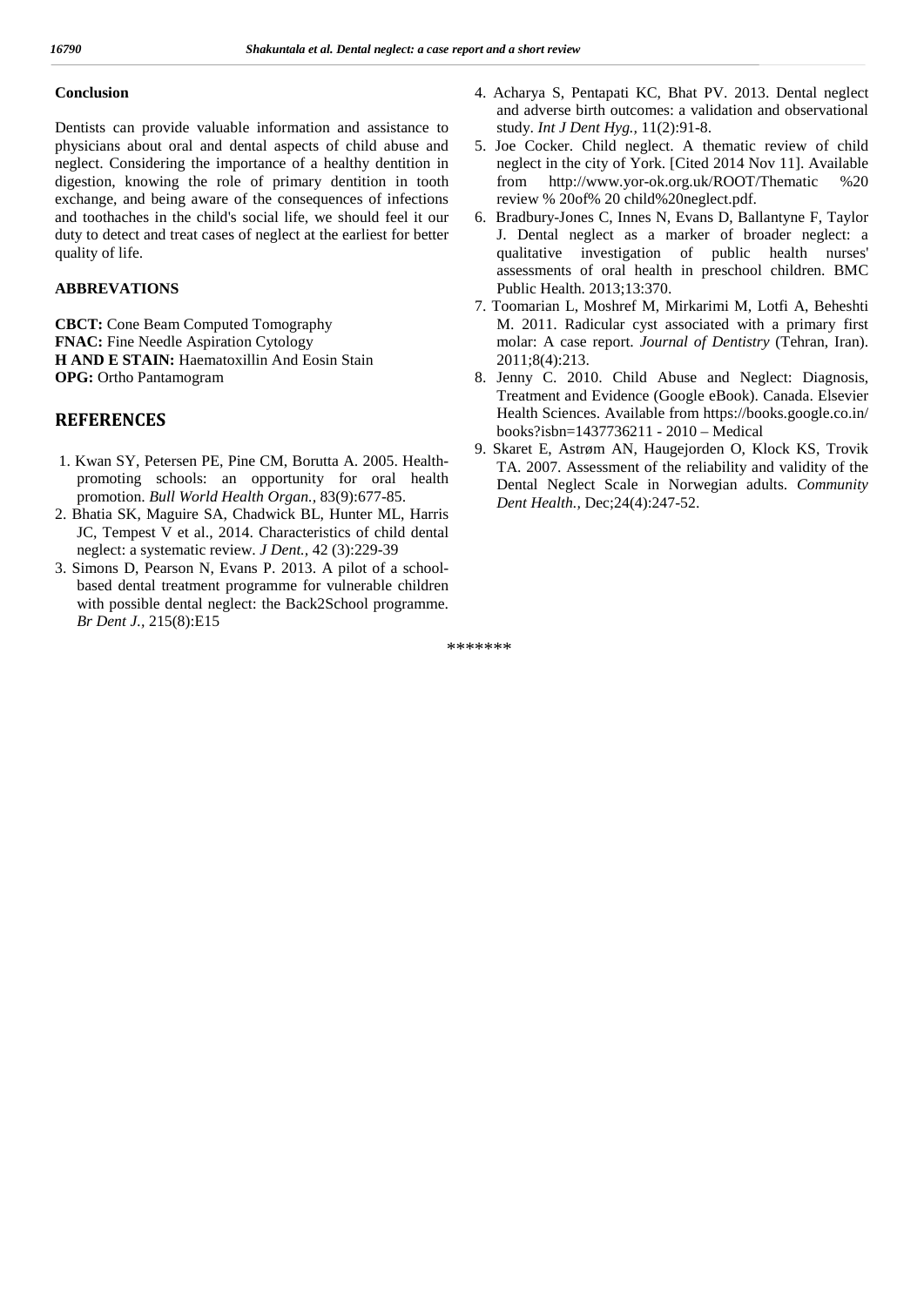**Conclusion**

Dentists can provide valuable information and assistance to physicians about oral and dental aspects of child abuse and neglect. Considering the importance of a healthy dentition in digestion, knowing the role of primary dentition in tooth exchange, and being aware of the consequences of infections and toothaches in the child's social life, we should feel it our duty to detect and treat cases of neglect at the earliest for better quality of life.

**ABBREVATIONS**

**CBCT:** Cone Beam Computed Tomography
**FNAC:** Fine Needle Aspiration Cytology
**H AND E STAIN:** Haematoxillin And Eosin Stain
**OPG:** Ortho Pantamogram

## REFERENCES

1. Kwan SY, Petersen PE, Pine CM, Borutta A. 2005. Health-promoting schools: an opportunity for oral health promotion. *Bull World Health Organ.*, 83(9):677-85.
2. Bhatia SK, Maguire SA, Chadwick BL, Hunter ML, Harris JC, Tempest V et al., 2014. Characteristics of child dental neglect: a systematic review. *J Dent.,* 42 (3):229-39
3. Simons D, Pearson N, Evans P. 2013. A pilot of a school-based dental treatment programme for vulnerable children with possible dental neglect: the Back2School programme. *Br Dent J.,* 215(8):E15
4. Acharya S, Pentapati KC, Bhat PV. 2013. Dental neglect and adverse birth outcomes: a validation and observational study. *Int J Dent Hyg.,* 11(2):91-8.
5. Joe Cocker. Child neglect. A thematic review of child neglect in the city of York. [Cited 2014 Nov 11]. Available from http://www.yor-ok.org.uk/ROOT/Thematic %20 review % 20of% 20 child%20neglect.pdf.
6. Bradbury-Jones C, Innes N, Evans D, Ballantyne F, Taylor J. Dental neglect as a marker of broader neglect: a qualitative investigation of public health nurses' assessments of oral health in preschool children. BMC Public Health. 2013;13:370.
7. Toomarian L, Moshref M, Mirkarimi M, Lotfi A, Beheshti M. 2011. Radicular cyst associated with a primary first molar: A case report. *Journal of Dentistry* (Tehran, Iran). 2011;8(4):213.
8. Jenny C. 2010. Child Abuse and Neglect: Diagnosis, Treatment and Evidence (Google eBook). Canada. Elsevier Health Sciences. Available from https://books.google.co.in/books?isbn=1437736211 - 2010 – Medical
9. Skaret E, Astrøm AN, Haugejorden O, Klock KS, Trovik TA. 2007. Assessment of the reliability and validity of the Dental Neglect Scale in Norwegian adults. *Community Dent Health.,* Dec;24(4):247-52.

*******